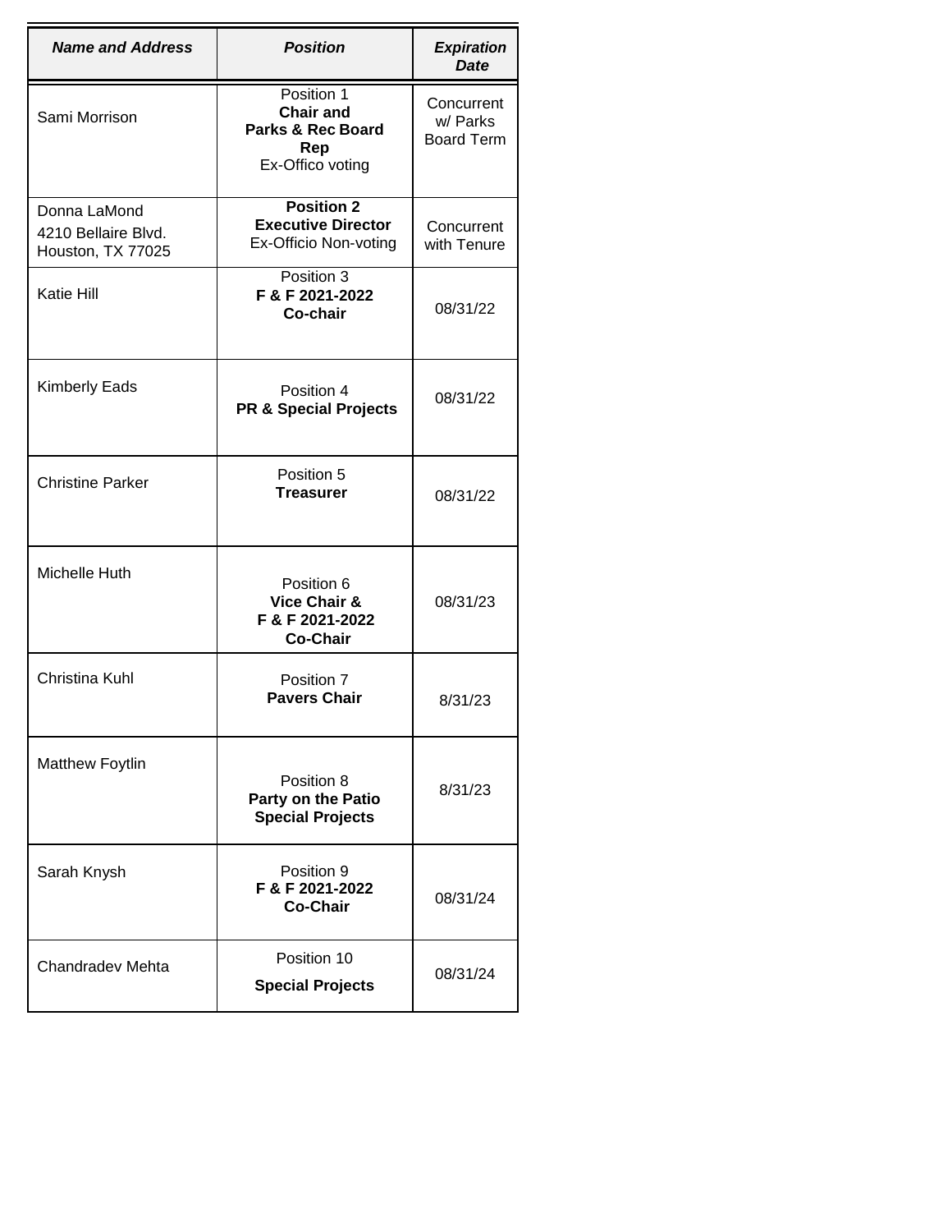| ***Name and Address*** | ***Position*** | ***Expiration Date*** |
|---|---|---|
| Sami Morrison | Position 1 **Chair and Parks & Rec Board Rep** Ex-Offico voting | Concurrent w/ Parks Board Term |
| Donna LaMond 4210 Bellaire Blvd. Houston, TX 77025 | **Position 2 Executive Director** Ex-Officio Non-voting | Concurrent with Tenure |
| Katie Hill | Position 3 **F & F 2021-2022 Co-chair** | 08/31/22 |
| Kimberly Eads | Position 4 **PR & Special Projects** | 08/31/22 |
| Christine Parker | Position 5 **Treasurer** | 08/31/22 |
| Michelle Huth | Position 6 **Vice Chair & F & F 2021-2022 Co-Chair** | 08/31/23 |
| Christina Kuhl | Position 7 **Pavers Chair** | 8/31/23 |
| Matthew Foytlin | Position 8 **Party on the Patio Special Projects** | 8/31/23 |
| Sarah Knysh | Position 9 **F & F 2021-2022 Co-Chair** | 08/31/24 |
| Chandradev Mehta | Position 10 **Special Projects** | 08/31/24 |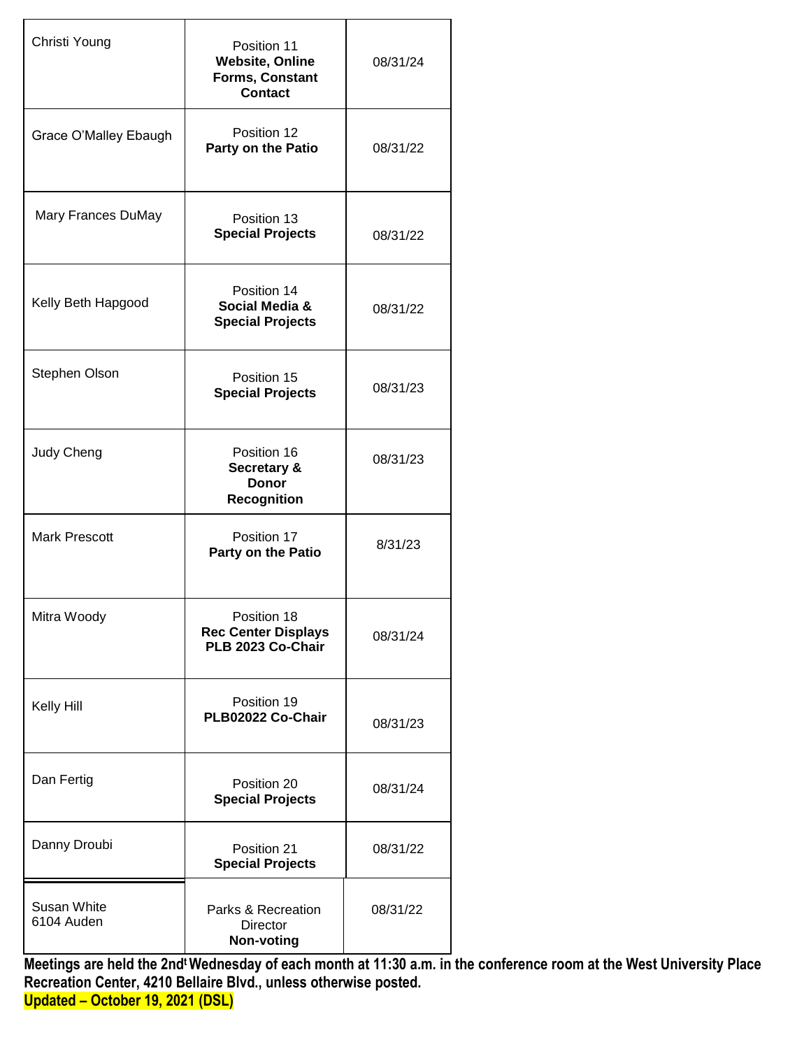| | | |
|---|---|---|
| Christi Young | Position 11 **Website, Online Forms, Constant Contact** | 08/31/24 |
| Grace O'Malley Ebaugh | Position 12 **Party on the Patio** | 08/31/22 |
| Mary Frances DuMay | Position 13 **Special Projects** | 08/31/22 |
| Kelly Beth Hapgood | Position 14 **Social Media & Special Projects** | 08/31/22 |
| Stephen Olson | Position 15 **Special Projects** | 08/31/23 |
| Judy Cheng | Position 16 **Secretary & Donor Recognition** | 08/31/23 |
| Mark Prescott | Position 17 **Party on the Patio** | 8/31/23 |
| Mitra Woody | Position 18 **Rec Center Displays PLB 2023 Co-Chair** | 08/31/24 |
| Kelly Hill | Position 19 **PLB02022 Co-Chair** | 08/31/23 |
| Dan Fertig | Position 20 **Special Projects** | 08/31/24 |
| Danny Droubi | Position 21 **Special Projects** | 08/31/22 |
| Susan White 6104 Auden | Parks & Recreation Director **Non-voting** | 08/31/22 |

**Meetings are held the 2nd Wednesday of each month at 11:30 a.m. in the conference room at the West University Place Recreation Center, 4210 Bellaire Blvd., unless otherwise posted.**

**Updated – October 19, 2021 (DSL)**